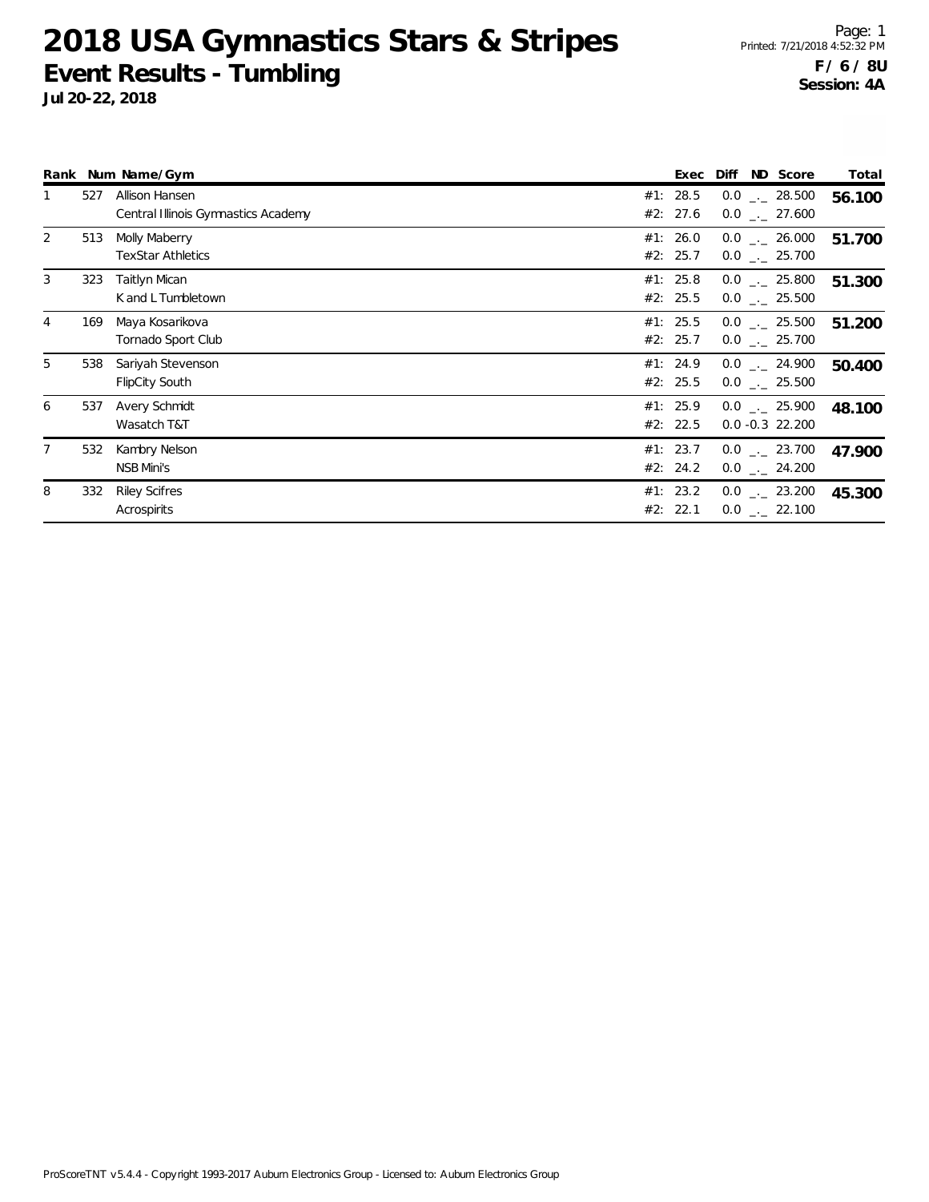# 2018 USA Gymnastics Stars & Stripes

## Event Results - Tumbling

**Jul 20-22, 2018**

**F / 6 / 8U**
**Session: 4A**

| Rank | Num | Name/Gym | | Exec | Diff | ND | Score | Total |
|---|---|---|---|---|---|---|---|---|
| 1 | 527 | Allison Hansen | #1: | 28.5 | 0.0 | _._ | 28.500 | **56.100** |
| | | Central Illinois Gymnastics Academy | #2: | 27.6 | 0.0 | _._ | 27.600 | |
| 2 | 513 | Molly Maberry | #1: | 26.0 | 0.0 | _._ | 26.000 | **51.700** |
| | | TexStar Athletics | #2: | 25.7 | 0.0 | _._ | 25.700 | |
| 3 | 323 | Taitlyn Mican | #1: | 25.8 | 0.0 | _._ | 25.800 | **51.300** |
| | | K and L Tumbletown | #2: | 25.5 | 0.0 | _._ | 25.500 | |
| 4 | 169 | Maya Kosarikova | #1: | 25.5 | 0.0 | _._ | 25.500 | **51.200** |
| | | Tornado Sport Club | #2: | 25.7 | 0.0 | _._ | 25.700 | |
| 5 | 538 | Sariyah Stevenson | #1: | 24.9 | 0.0 | _._ | 24.900 | **50.400** |
| | | FlipCity South | #2: | 25.5 | 0.0 | _._ | 25.500 | |
| 6 | 537 | Avery Schmidt | #1: | 25.9 | 0.0 | _._ | 25.900 | **48.100** |
| | | Wasatch T&T | #2: | 22.5 | 0.0 | -0.3 | 22.200 | |
| 7 | 532 | Kambry Nelson | #1: | 23.7 | 0.0 | _._ | 23.700 | **47.900** |
| | | NSB Mini's | #2: | 24.2 | 0.0 | _._ | 24.200 | |
| 8 | 332 | Riley Scifres | #1: | 23.2 | 0.0 | _._ | 23.200 | **45.300** |
| | | Acrospirits | #2: | 22.1 | 0.0 | _._ | 22.100 | |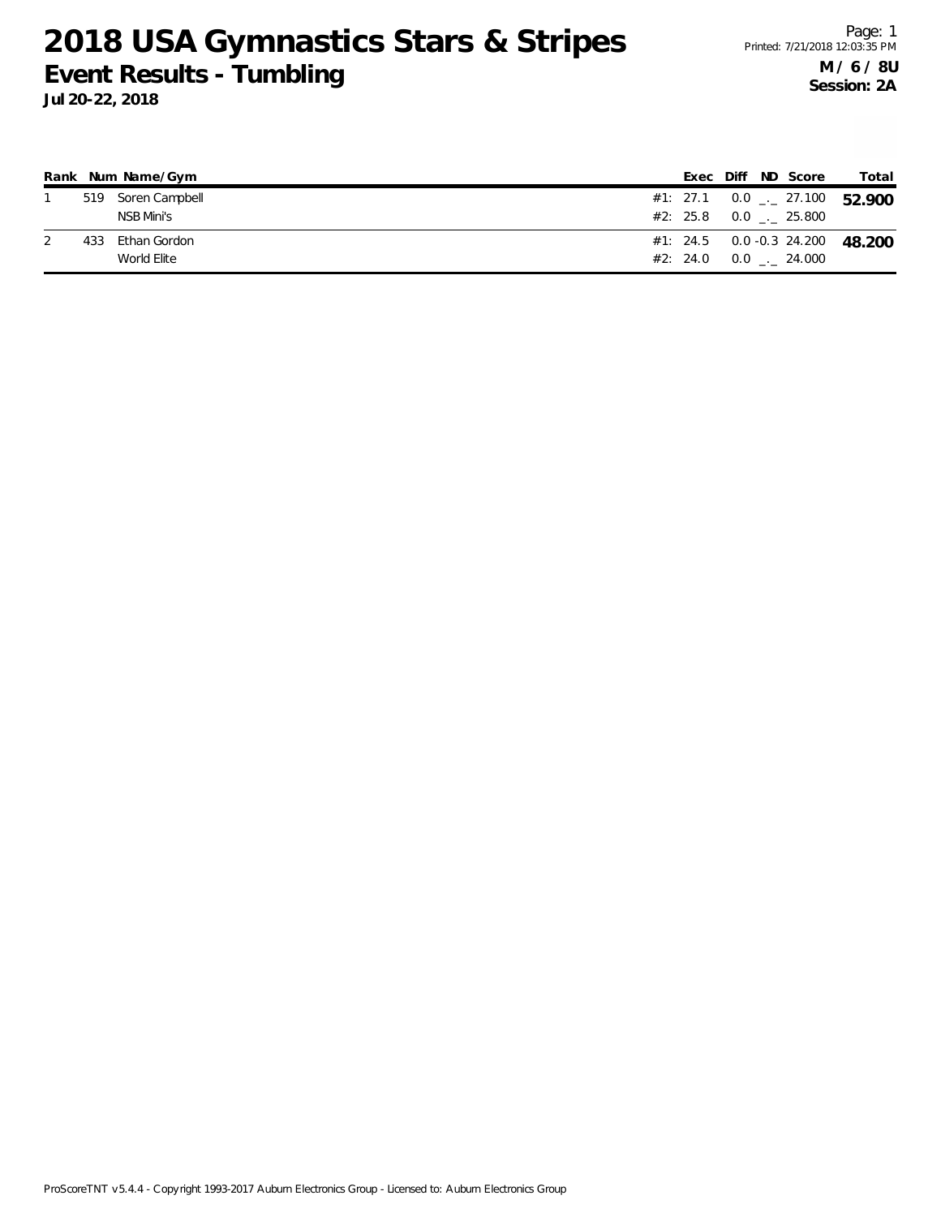# 2018 USA Gymnastics Stars & Stripes

## Event Results - Tumbling

**Jul 20-22, 2018**

**M / 6 / 8U**
**Session: 2A**

| Rank | Num | Name/Gym | | Exec | Diff | ND | Score | Total |
|---|---|---|---|---|---|---|---|---|
| 1 | 519 | Soren Campbell | #1: | 27.1 | 0.0 | _._ | 27.100 | **52.900** |
| | | NSB Mini's | #2: | 25.8 | 0.0 | _._ | 25.800 | |
| 2 | 433 | Ethan Gordon | #1: | 24.5 | 0.0 | -0.3 | 24.200 | **48.200** |
| | | World Elite | #2: | 24.0 | 0.0 | _._ | 24.000 | |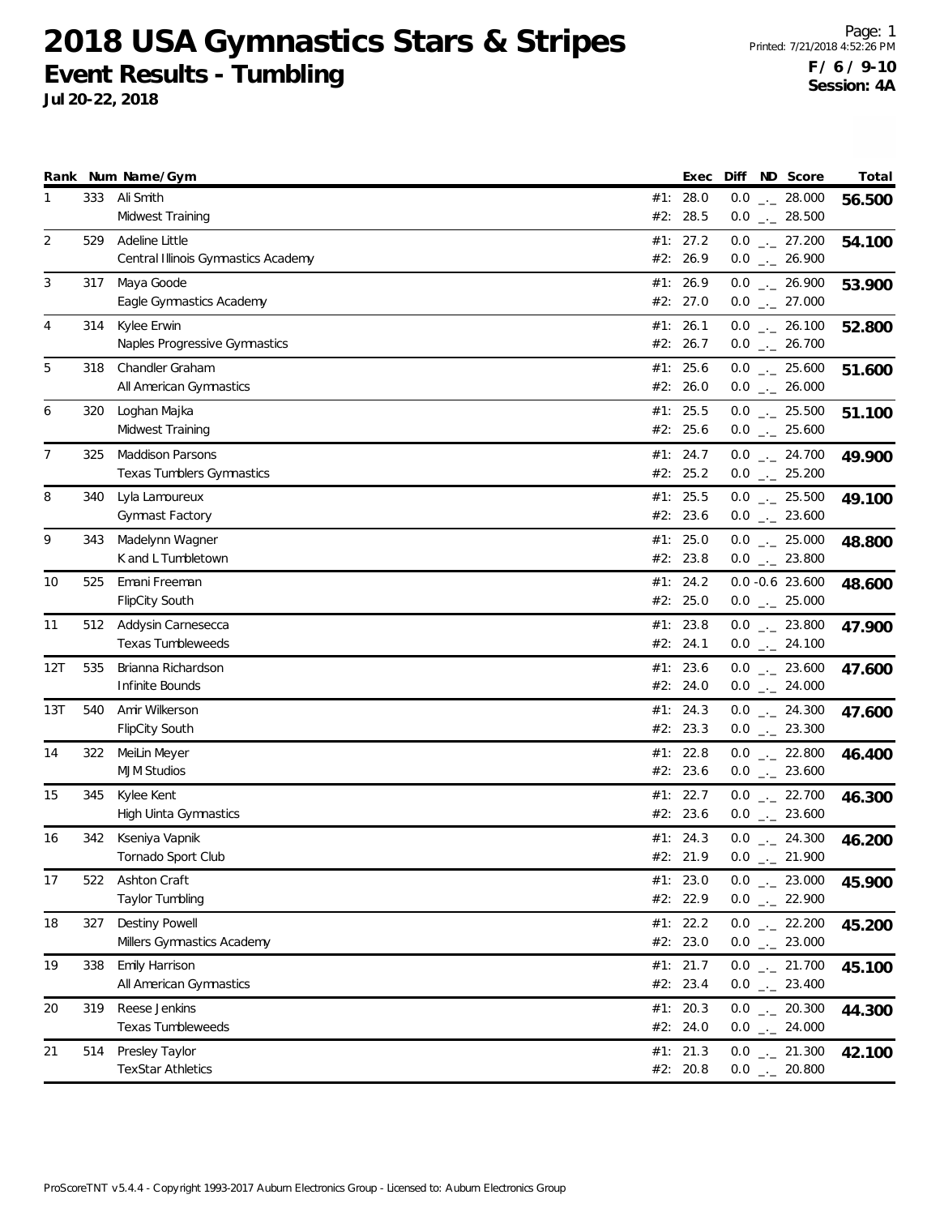# 2018 USA Gymnastics Stars & Stripes

## Event Results - Tumbling

**Jul 20-22, 2018**

Printed: 7/21/2018 4:52:26 PM

**F / 6 / 9-10**
**Session: 4A**

| Rank | Num | Name/Gym | | Exec | Diff | ND | Score | Total |
|---|---|---|---|---|---|---|---|---|
| 1 | 333 | Ali Smith | #1: | 28.0 | 0.0 | _._ | 28.000 | **56.500** |
| | | Midwest Training | #2: | 28.5 | 0.0 | _._ | 28.500 | |
| 2 | 529 | Adeline Little | #1: | 27.2 | 0.0 | _._ | 27.200 | **54.100** |
| | | Central Illinois Gymnastics Academy | #2: | 26.9 | 0.0 | _._ | 26.900 | |
| 3 | 317 | Maya Goode | #1: | 26.9 | 0.0 | _._ | 26.900 | **53.900** |
| | | Eagle Gymnastics Academy | #2: | 27.0 | 0.0 | _._ | 27.000 | |
| 4 | 314 | Kylee Erwin | #1: | 26.1 | 0.0 | _._ | 26.100 | **52.800** |
| | | Naples Progressive Gymnastics | #2: | 26.7 | 0.0 | _._ | 26.700 | |
| 5 | 318 | Chandler Graham | #1: | 25.6 | 0.0 | _._ | 25.600 | **51.600** |
| | | All American Gymnastics | #2: | 26.0 | 0.0 | _._ | 26.000 | |
| 6 | 320 | Loghan Majka | #1: | 25.5 | 0.0 | _._ | 25.500 | **51.100** |
| | | Midwest Training | #2: | 25.6 | 0.0 | _._ | 25.600 | |
| 7 | 325 | Maddison Parsons | #1: | 24.7 | 0.0 | _._ | 24.700 | **49.900** |
| | | Texas Tumblers Gymnastics | #2: | 25.2 | 0.0 | _._ | 25.200 | |
| 8 | 340 | Lyla Lamoureux | #1: | 25.5 | 0.0 | _._ | 25.500 | **49.100** |
| | | Gymnast Factory | #2: | 23.6 | 0.0 | _._ | 23.600 | |
| 9 | 343 | Madelynn Wagner | #1: | 25.0 | 0.0 | _._ | 25.000 | **48.800** |
| | | K and L Tumbletown | #2: | 23.8 | 0.0 | _._ | 23.800 | |
| 10 | 525 | Emani Freeman | #1: | 24.2 | 0.0 | -0.6 | 23.600 | **48.600** |
| | | FlipCity South | #2: | 25.0 | 0.0 | _._ | 25.000 | |
| 11 | 512 | Addysin Carnesecca | #1: | 23.8 | 0.0 | _._ | 23.800 | **47.900** |
| | | Texas Tumbleweeds | #2: | 24.1 | 0.0 | _._ | 24.100 | |
| 12T | 535 | Brianna Richardson | #1: | 23.6 | 0.0 | _._ | 23.600 | **47.600** |
| | | Infinite Bounds | #2: | 24.0 | 0.0 | _._ | 24.000 | |
| 13T | 540 | Amir Wilkerson | #1: | 24.3 | 0.0 | _._ | 24.300 | **47.600** |
| | | FlipCity South | #2: | 23.3 | 0.0 | _._ | 23.300 | |
| 14 | 322 | MeiLin Meyer | #1: | 22.8 | 0.0 | _._ | 22.800 | **46.400** |
| | | MJM Studios | #2: | 23.6 | 0.0 | _._ | 23.600 | |
| 15 | 345 | Kylee Kent | #1: | 22.7 | 0.0 | _._ | 22.700 | **46.300** |
| | | High Uinta Gymnastics | #2: | 23.6 | 0.0 | _._ | 23.600 | |
| 16 | 342 | Kseniya Vapnik | #1: | 24.3 | 0.0 | _._ | 24.300 | **46.200** |
| | | Tornado Sport Club | #2: | 21.9 | 0.0 | _._ | 21.900 | |
| 17 | 522 | Ashton Craft | #1: | 23.0 | 0.0 | _._ | 23.000 | **45.900** |
| | | Taylor Tumbling | #2: | 22.9 | 0.0 | _._ | 22.900 | |
| 18 | 327 | Destiny Powell | #1: | 22.2 | 0.0 | _._ | 22.200 | **45.200** |
| | | Millers Gymnastics Academy | #2: | 23.0 | 0.0 | _._ | 23.000 | |
| 19 | 338 | Emily Harrison | #1: | 21.7 | 0.0 | _._ | 21.700 | **45.100** |
| | | All American Gymnastics | #2: | 23.4 | 0.0 | _._ | 23.400 | |
| 20 | 319 | Reese Jenkins | #1: | 20.3 | 0.0 | _._ | 20.300 | **44.300** |
| | | Texas Tumbleweeds | #2: | 24.0 | 0.0 | _._ | 24.000 | |
| 21 | 514 | Presley Taylor | #1: | 21.3 | 0.0 | _._ | 21.300 | **42.100** |
| | | TexStar Athletics | #2: | 20.8 | 0.0 | _._ | 20.800 | |

ProScoreTNT v5.4.4 - Copyright 1993-2017 Auburn Electronics Group - Licensed to: Auburn Electronics Group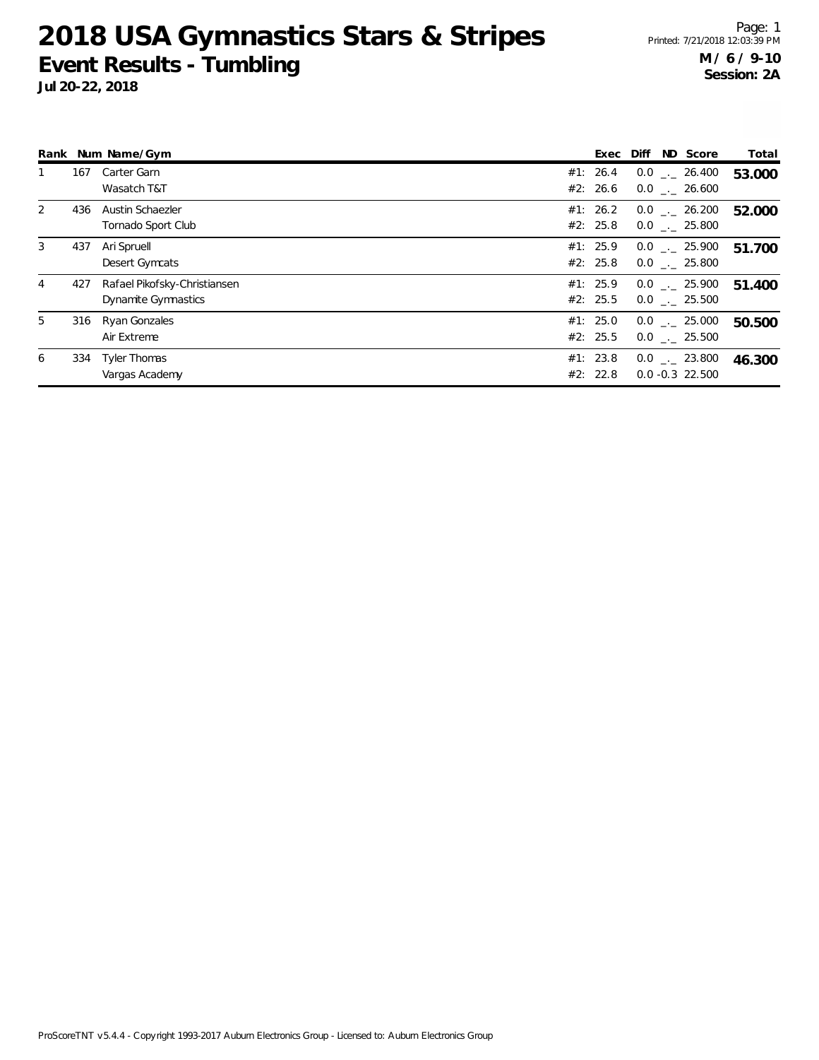# 2018 USA Gymnastics Stars & Stripes

## Event Results - Tumbling

**Jul 20-22, 2018**

**M / 6 / 9-10**
**Session: 2A**

| Rank | Num | Name/Gym | Exec | Diff | ND | Score | Total |
|---|---|---|---|---|---|---|---|
| 1 | 167 | Carter Garn | #1: 26.4 | 0.0 | _._ | 26.400 | **53.000** |
| | | Wasatch T&T | #2: 26.6 | 0.0 | _._ | 26.600 | |
| 2 | 436 | Austin Schaezler | #1: 26.2 | 0.0 | _._ | 26.200 | **52.000** |
| | | Tornado Sport Club | #2: 25.8 | 0.0 | _._ | 25.800 | |
| 3 | 437 | Ari Spruell | #1: 25.9 | 0.0 | _._ | 25.900 | **51.700** |
| | | Desert Gymcats | #2: 25.8 | 0.0 | _._ | 25.800 | |
| 4 | 427 | Rafael Pikofsky-Christiansen | #1: 25.9 | 0.0 | _._ | 25.900 | **51.400** |
| | | Dynamite Gymnastics | #2: 25.5 | 0.0 | _._ | 25.500 | |
| 5 | 316 | Ryan Gonzales | #1: 25.0 | 0.0 | _._ | 25.000 | **50.500** |
| | | Air Extreme | #2: 25.5 | 0.0 | _._ | 25.500 | |
| 6 | 334 | Tyler Thomas | #1: 23.8 | 0.0 | _._ | 23.800 | **46.300** |
| | | Vargas Academy | #2: 22.8 | 0.0 | -0.3 | 22.500 | |

ProScoreTNT v5.4.4 - Copyright 1993-2017 Auburn Electronics Group - Licensed to: Auburn Electronics Group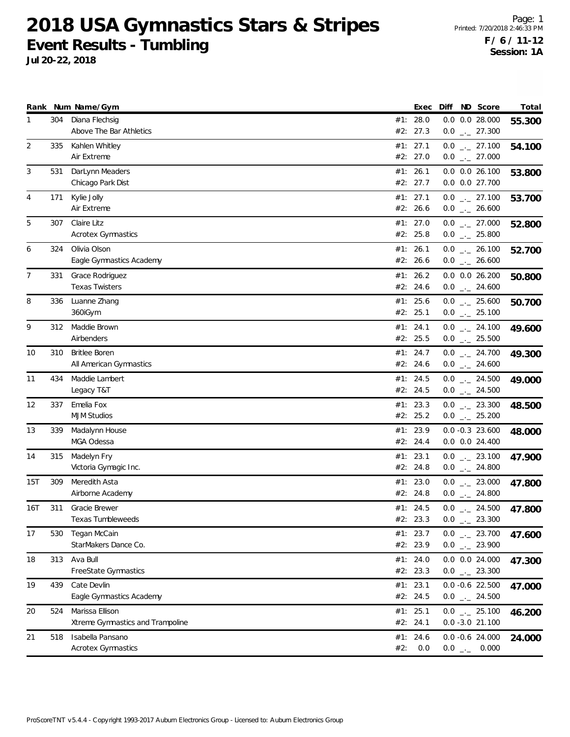# 2018 USA Gymnastics Stars & Stripes

## Event Results - Tumbling

**Jul 20-22, 2018**

Page: 1
Printed: 7/20/2018 2:46:33 PM

**F / 6 / 11-12**
**Session: 1A**

| Rank | Num | Name/Gym | | Exec | Diff | ND | Score | Total |
|---|---|---|---|---|---|---|---|---|
| 1 | 304 | Diana Flechsig | #1: | 28.0 | 0.0 | 0.0 | 28.000 | **55.300** |
| | | Above The Bar Athletics | #2: | 27.3 | 0.0 | _._ | 27.300 | |
| 2 | 335 | Kahlen Whitley | #1: | 27.1 | 0.0 | _._ | 27.100 | **54.100** |
| | | Air Extreme | #2: | 27.0 | 0.0 | _._ | 27.000 | |
| 3 | 531 | DarLynn Meaders | #1: | 26.1 | 0.0 | 0.0 | 26.100 | **53.800** |
| | | Chicago Park Dist | #2: | 27.7 | 0.0 | 0.0 | 27.700 | |
| 4 | 171 | Kylie Jolly | #1: | 27.1 | 0.0 | _._ | 27.100 | **53.700** |
| | | Air Extreme | #2: | 26.6 | 0.0 | _._ | 26.600 | |
| 5 | 307 | Claire Litz | #1: | 27.0 | 0.0 | _._ | 27.000 | **52.800** |
| | | Acrotex Gymnastics | #2: | 25.8 | 0.0 | _._ | 25.800 | |
| 6 | 324 | Olivia Olson | #1: | 26.1 | 0.0 | _._ | 26.100 | **52.700** |
| | | Eagle Gymnastics Academy | #2: | 26.6 | 0.0 | _._ | 26.600 | |
| 7 | 331 | Grace Rodriguez | #1: | 26.2 | 0.0 | 0.0 | 26.200 | **50.800** |
| | | Texas Twisters | #2: | 24.6 | 0.0 | _._ | 24.600 | |
| 8 | 336 | Luanne Zhang | #1: | 25.6 | 0.0 | _._ | 25.600 | **50.700** |
| | | 360iGym | #2: | 25.1 | 0.0 | _._ | 25.100 | |
| 9 | 312 | Maddie Brown | #1: | 24.1 | 0.0 | _._ | 24.100 | **49.600** |
| | | Airbenders | #2: | 25.5 | 0.0 | _._ | 25.500 | |
| 10 | 310 | Britlee Boren | #1: | 24.7 | 0.0 | _._ | 24.700 | **49.300** |
| | | All American Gymnastics | #2: | 24.6 | 0.0 | _._ | 24.600 | |
| 11 | 434 | Maddie Lambert | #1: | 24.5 | 0.0 | _._ | 24.500 | **49.000** |
| | | Legacy T&T | #2: | 24.5 | 0.0 | _._ | 24.500 | |
| 12 | 337 | Emelia Fox | #1: | 23.3 | 0.0 | _._ | 23.300 | **48.500** |
| | | MJM Studios | #2: | 25.2 | 0.0 | _._ | 25.200 | |
| 13 | 339 | Madalynn House | #1: | 23.9 | 0.0 | -0.3 | 23.600 | **48.000** |
| | | MGA Odessa | #2: | 24.4 | 0.0 | 0.0 | 24.400 | |
| 14 | 315 | Madelyn Fry | #1: | 23.1 | 0.0 | _._ | 23.100 | **47.900** |
| | | Victoria Gymagic Inc. | #2: | 24.8 | 0.0 | _._ | 24.800 | |
| 15T | 309 | Meredith Asta | #1: | 23.0 | 0.0 | _._ | 23.000 | **47.800** |
| | | Airborne Academy | #2: | 24.8 | 0.0 | _._ | 24.800 | |
| 16T | 311 | Gracie Brewer | #1: | 24.5 | 0.0 | _._ | 24.500 | **47.800** |
| | | Texas Tumbleweeds | #2: | 23.3 | 0.0 | _._ | 23.300 | |
| 17 | 530 | Tegan McCain | #1: | 23.7 | 0.0 | _._ | 23.700 | **47.600** |
| | | StarMakers Dance Co. | #2: | 23.9 | 0.0 | _._ | 23.900 | |
| 18 | 313 | Ava Bull | #1: | 24.0 | 0.0 | 0.0 | 24.000 | **47.300** |
| | | FreeState Gymnastics | #2: | 23.3 | 0.0 | _._ | 23.300 | |
| 19 | 439 | Cate Devlin | #1: | 23.1 | 0.0 | -0.6 | 22.500 | **47.000** |
| | | Eagle Gymnastics Academy | #2: | 24.5 | 0.0 | _._ | 24.500 | |
| 20 | 524 | Marissa Ellison | #1: | 25.1 | 0.0 | _._ | 25.100 | **46.200** |
| | | Xtreme Gymnastics and Trampoline | #2: | 24.1 | 0.0 | -3.0 | 21.100 | |
| 21 | 518 | Isabella Pansano | #1: | 24.6 | 0.0 | -0.6 | 24.000 | **24.000** |
| | | Acrotex Gymnastics | #2: | 0.0 | 0.0 | _._ | 0.000 | |

ProScoreTNT v5.4.4 - Copyright 1993-2017 Auburn Electronics Group - Licensed to: Auburn Electronics Group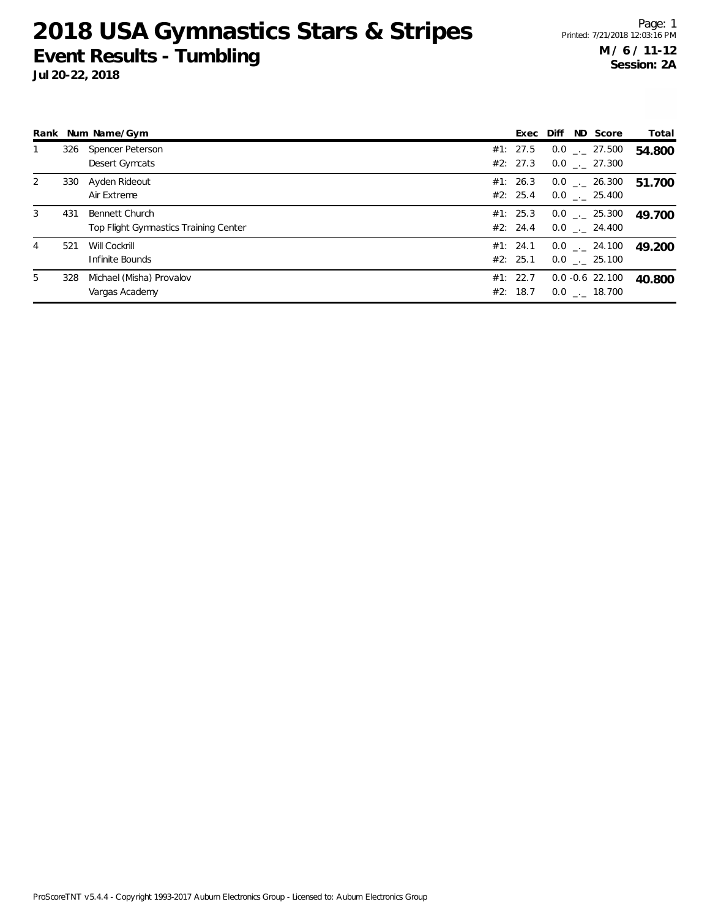# 2018 USA Gymnastics Stars & Stripes

## Event Results - Tumbling

**Jul 20-22, 2018**

**M / 6 / 11-12**
**Session: 2A**

| Rank | Num | Name/Gym | | Exec | Diff | ND | Score | Total |
|---|---|---|---|---|---|---|---|---|
| 1 | 326 | Spencer Peterson | #1: | 27.5 | 0.0 | _._ | 27.500 | **54.800** |
| | | Desert Gymcats | #2: | 27.3 | 0.0 | _._ | 27.300 | |
| 2 | 330 | Ayden Rideout | #1: | 26.3 | 0.0 | _._ | 26.300 | **51.700** |
| | | Air Extreme | #2: | 25.4 | 0.0 | _._ | 25.400 | |
| 3 | 431 | Bennett Church | #1: | 25.3 | 0.0 | _._ | 25.300 | **49.700** |
| | | Top Flight Gymnastics Training Center | #2: | 24.4 | 0.0 | _._ | 24.400 | |
| 4 | 521 | Will Cockrill | #1: | 24.1 | 0.0 | _._ | 24.100 | **49.200** |
| | | Infinite Bounds | #2: | 25.1 | 0.0 | _._ | 25.100 | |
| 5 | 328 | Michael (Misha) Provalov | #1: | 22.7 | 0.0 | -0.6 | 22.100 | **40.800** |
| | | Vargas Academy | #2: | 18.7 | 0.0 | _._ | 18.700 | |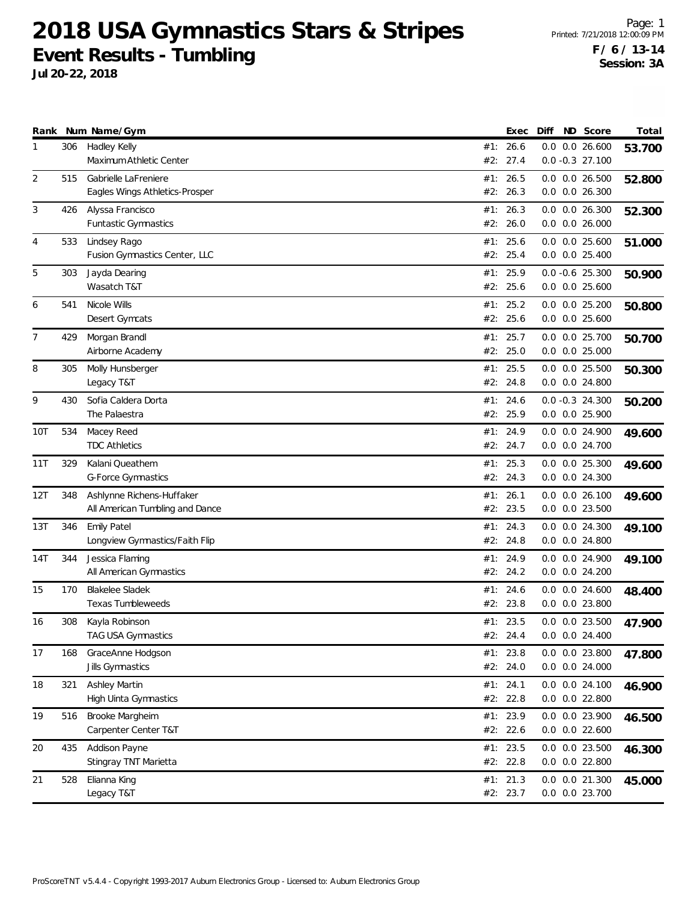# 2018 USA Gymnastics Stars & Stripes

## Event Results - Tumbling

**Jul 20-22, 2018**

**F / 6 / 13-14**
**Session: 3A**

| Rank | Num | Name/Gym | | Exec | Diff | ND | Score | Total |
|---|---|---|---|---|---|---|---|---|
| 1 | 306 | Hadley Kelly | #1: | 26.6 | 0.0 | 0.0 | 26.600 | **53.700** |
| | | Maximum Athletic Center | #2: | 27.4 | 0.0 | -0.3 | 27.100 | |
| 2 | 515 | Gabrielle LaFreniere | #1: | 26.5 | 0.0 | 0.0 | 26.500 | **52.800** |
| | | Eagles Wings Athletics-Prosper | #2: | 26.3 | 0.0 | 0.0 | 26.300 | |
| 3 | 426 | Alyssa Francisco | #1: | 26.3 | 0.0 | 0.0 | 26.300 | **52.300** |
| | | Funtastic Gymnastics | #2: | 26.0 | 0.0 | 0.0 | 26.000 | |
| 4 | 533 | Lindsey Rago | #1: | 25.6 | 0.0 | 0.0 | 25.600 | **51.000** |
| | | Fusion Gymnastics Center, LLC | #2: | 25.4 | 0.0 | 0.0 | 25.400 | |
| 5 | 303 | Jayda Dearing | #1: | 25.9 | 0.0 | -0.6 | 25.300 | **50.900** |
| | | Wasatch T&T | #2: | 25.6 | 0.0 | 0.0 | 25.600 | |
| 6 | 541 | Nicole Wills | #1: | 25.2 | 0.0 | 0.0 | 25.200 | **50.800** |
| | | Desert Gymcats | #2: | 25.6 | 0.0 | 0.0 | 25.600 | |
| 7 | 429 | Morgan Brandl | #1: | 25.7 | 0.0 | 0.0 | 25.700 | **50.700** |
| | | Airborne Academy | #2: | 25.0 | 0.0 | 0.0 | 25.000 | |
| 8 | 305 | Molly Hunsberger | #1: | 25.5 | 0.0 | 0.0 | 25.500 | **50.300** |
| | | Legacy T&T | #2: | 24.8 | 0.0 | 0.0 | 24.800 | |
| 9 | 430 | Sofia Caldera Dorta | #1: | 24.6 | 0.0 | -0.3 | 24.300 | **50.200** |
| | | The Palaestra | #2: | 25.9 | 0.0 | 0.0 | 25.900 | |
| 10T | 534 | Macey Reed | #1: | 24.9 | 0.0 | 0.0 | 24.900 | **49.600** |
| | | TDC Athletics | #2: | 24.7 | 0.0 | 0.0 | 24.700 | |
| 11T | 329 | Kalani Queathem | #1: | 25.3 | 0.0 | 0.0 | 25.300 | **49.600** |
| | | G-Force Gymnastics | #2: | 24.3 | 0.0 | 0.0 | 24.300 | |
| 12T | 348 | Ashlynne Richens-Huffaker | #1: | 26.1 | 0.0 | 0.0 | 26.100 | **49.600** |
| | | All American Tumbling and Dance | #2: | 23.5 | 0.0 | 0.0 | 23.500 | |
| 13T | 346 | Emily Patel | #1: | 24.3 | 0.0 | 0.0 | 24.300 | **49.100** |
| | | Longview Gymnastics/Faith Flip | #2: | 24.8 | 0.0 | 0.0 | 24.800 | |
| 14T | 344 | Jessica Flaming | #1: | 24.9 | 0.0 | 0.0 | 24.900 | **49.100** |
| | | All American Gymnastics | #2: | 24.2 | 0.0 | 0.0 | 24.200 | |
| 15 | 170 | Blakelee Sladek | #1: | 24.6 | 0.0 | 0.0 | 24.600 | **48.400** |
| | | Texas Tumbleweeds | #2: | 23.8 | 0.0 | 0.0 | 23.800 | |
| 16 | 308 | Kayla Robinson | #1: | 23.5 | 0.0 | 0.0 | 23.500 | **47.900** |
| | | TAG USA Gymnastics | #2: | 24.4 | 0.0 | 0.0 | 24.400 | |
| 17 | 168 | GraceAnne Hodgson | #1: | 23.8 | 0.0 | 0.0 | 23.800 | **47.800** |
| | | Jills Gymnastics | #2: | 24.0 | 0.0 | 0.0 | 24.000 | |
| 18 | 321 | Ashley Martin | #1: | 24.1 | 0.0 | 0.0 | 24.100 | **46.900** |
| | | High Uinta Gymnastics | #2: | 22.8 | 0.0 | 0.0 | 22.800 | |
| 19 | 516 | Brooke Margheim | #1: | 23.9 | 0.0 | 0.0 | 23.900 | **46.500** |
| | | Carpenter Center T&T | #2: | 22.6 | 0.0 | 0.0 | 22.600 | |
| 20 | 435 | Addison Payne | #1: | 23.5 | 0.0 | 0.0 | 23.500 | **46.300** |
| | | Stingray TNT Marietta | #2: | 22.8 | 0.0 | 0.0 | 22.800 | |
| 21 | 528 | Elianna King | #1: | 21.3 | 0.0 | 0.0 | 21.300 | **45.000** |
| | | Legacy T&T | #2: | 23.7 | 0.0 | 0.0 | 23.700 | |

ProScoreTNT v5.4.4 - Copyright 1993-2017 Auburn Electronics Group - Licensed to: Auburn Electronics Group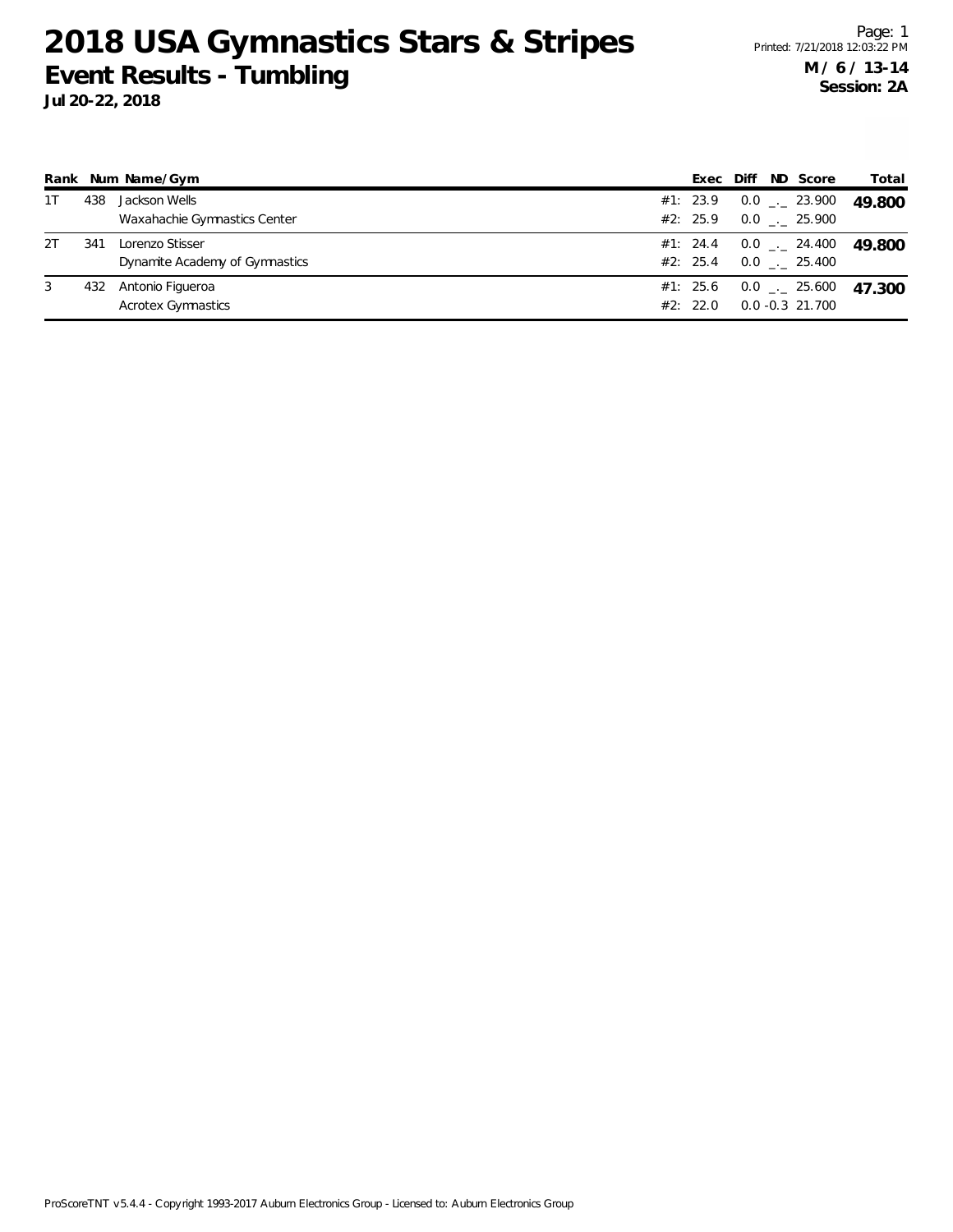# 2018 USA Gymnastics Stars & Stripes

## Event Results - Tumbling

**Jul 20-22, 2018**

**M / 6 / 13-14**
**Session: 2A**

| Rank | Num | Name/Gym | | Exec | Diff | ND | Score | Total |
|---|---|---|---|---|---|---|---|---|
| 1T | 438 | Jackson Wells | #1: | 23.9 | 0.0 | _._ | 23.900 | **49.800** |
| | | Waxahachie Gymnastics Center | #2: | 25.9 | 0.0 | _._ | 25.900 | |
| 2T | 341 | Lorenzo Stisser | #1: | 24.4 | 0.0 | _._ | 24.400 | **49.800** |
| | | Dynamite Academy of Gymnastics | #2: | 25.4 | 0.0 | _._ | 25.400 | |
| 3 | 432 | Antonio Figueroa | #1: | 25.6 | 0.0 | _._ | 25.600 | **47.300** |
| | | Acrotex Gymnastics | #2: | 22.0 | 0.0 | -0.3 | 21.700 | |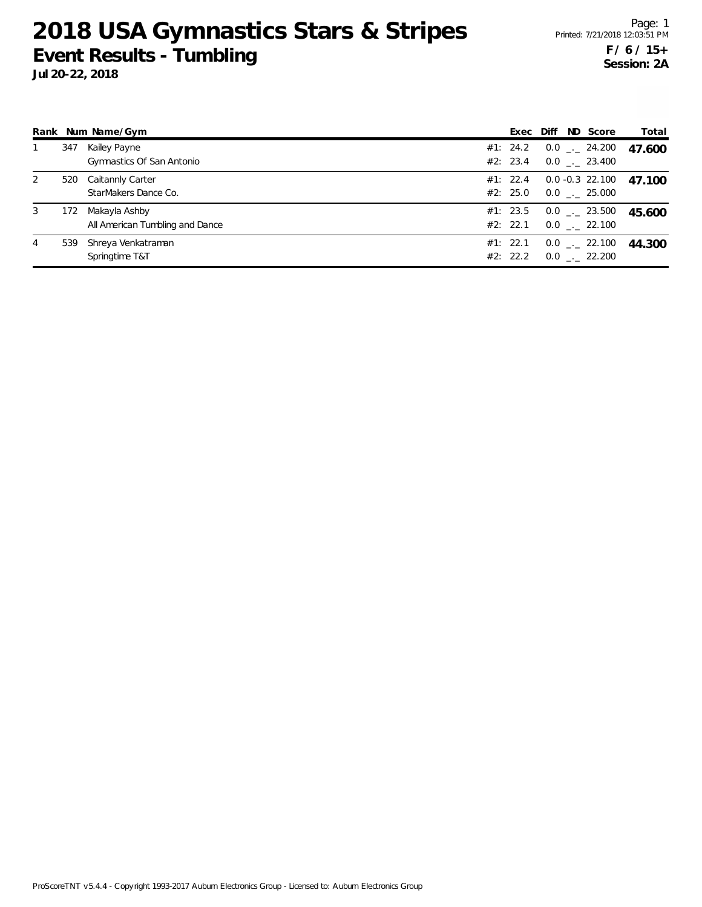# 2018 USA Gymnastics Stars & Stripes

## Event Results - Tumbling

**Jul 20-22, 2018**

**F / 6 / 15+**
**Session: 2A**

| Rank | Num | Name/Gym | | Exec | Diff | ND | Score | Total |
|---|---|---|---|---|---|---|---|---|
| 1 | 347 | Kailey Payne | #1: | 24.2 | 0.0 | _._ | 24.200 | **47.600** |
| | | Gymnastics Of San Antonio | #2: | 23.4 | 0.0 | _._ | 23.400 | |
| 2 | 520 | Caitannly Carter | #1: | 22.4 | 0.0 | -0.3 | 22.100 | **47.100** |
| | | StarMakers Dance Co. | #2: | 25.0 | 0.0 | _._ | 25.000 | |
| 3 | 172 | Makayla Ashby | #1: | 23.5 | 0.0 | _._ | 23.500 | **45.600** |
| | | All American Tumbling and Dance | #2: | 22.1 | 0.0 | _._ | 22.100 | |
| 4 | 539 | Shreya Venkatraman | #1: | 22.1 | 0.0 | _._ | 22.100 | **44.300** |
| | | Springtime T&T | #2: | 22.2 | 0.0 | _._ | 22.200 | |

ProScoreTNT v5.4.4 - Copyright 1993-2017 Auburn Electronics Group - Licensed to: Auburn Electronics Group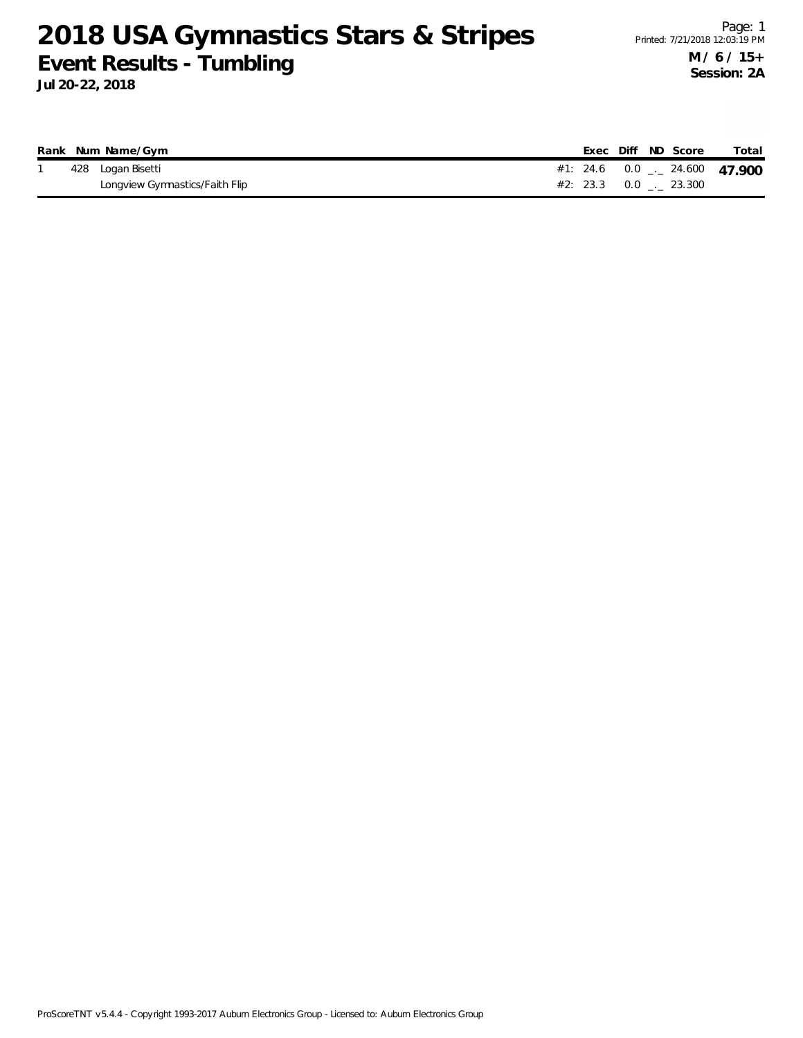# 2018 USA Gymnastics Stars & Stripes

## Event Results - Tumbling

**Jul 20-22, 2018**

Page: 1
Printed: 7/21/2018 12:03:19 PM

**M / 6 / 15+**
**Session: 2A**

| Rank | Num | Name/Gym | | Exec | Diff | ND | Score | Total |
|---|---|---|---|---|---|---|---|---|
| 1 | 428 | Logan Bisetti | #1: | 24.6 | 0.0 | _._ | 24.600 | **47.900** |
| | | Longview Gymnastics/Faith Flip | #2: | 23.3 | 0.0 | _._ | 23.300 | |

ProScoreTNT v5.4.4 - Copyright 1993-2017 Auburn Electronics Group - Licensed to: Auburn Electronics Group